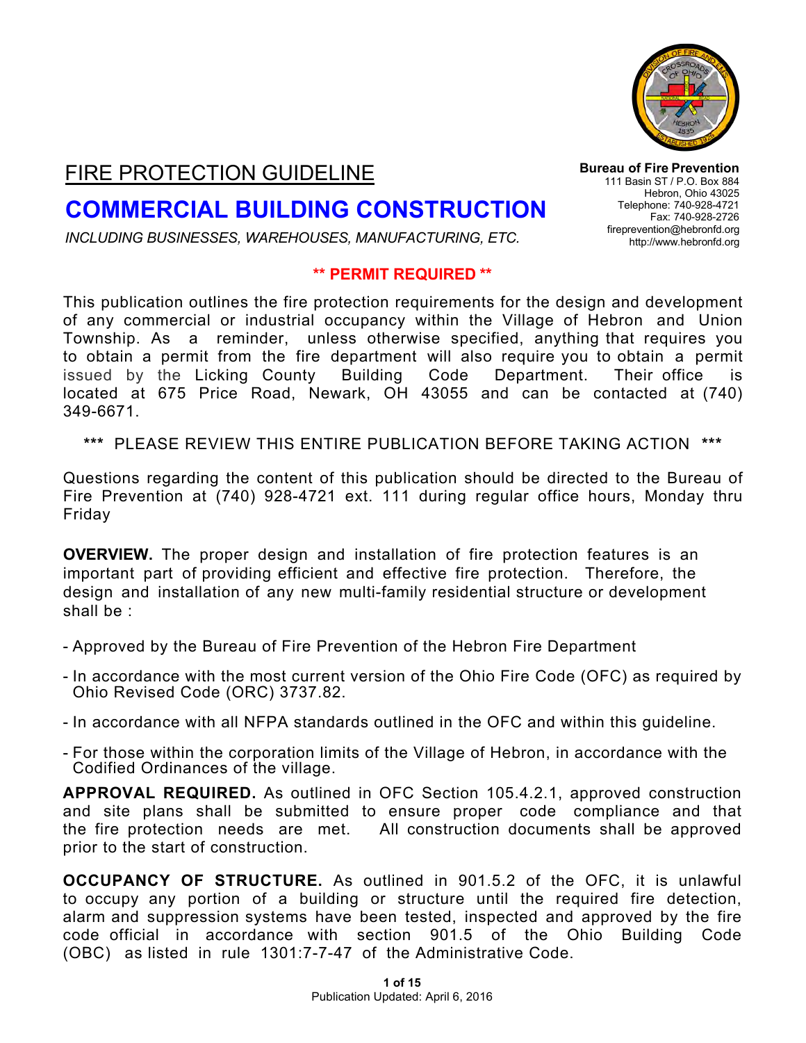# FIRE PROTECTION GUIDELINE

**Bureau of Fire Prevention**
111 Basin ST / P.O. Box 884
Hebron, Ohio 43025
Telephone: 740-928-4721
Fax: 740-928-2726
fireprevention@hebronfd.org
http://www.hebronfd.org

## COMMERCIAL BUILDING CONSTRUCTION

*INCLUDING BUSINESSES, WAREHOUSES, MANUFACTURING, ETC.*

**** PERMIT REQUIRED ****

This publication outlines the fire protection requirements for the design and development of any commercial or industrial occupancy within the Village of Hebron and Union Township. As a reminder, unless otherwise specified, anything that requires you to obtain a permit from the fire department will also require you to obtain a permit issued by the Licking County Building Code Department. Their office is located at 675 Price Road, Newark, OH 43055 and can be contacted at (740) 349-6671.

*** PLEASE REVIEW THIS ENTIRE PUBLICATION BEFORE TAKING ACTION ***

Questions regarding the content of this publication should be directed to the Bureau of Fire Prevention at (740) 928-4721 ext. 111 during regular office hours, Monday thru Friday

**OVERVIEW.** The proper design and installation of fire protection features is an important part of providing efficient and effective fire protection. Therefore, the design and installation of any new multi-family residential structure or development shall be :

- Approved by the Bureau of Fire Prevention of the Hebron Fire Department
- In accordance with the most current version of the Ohio Fire Code (OFC) as required by Ohio Revised Code (ORC) 3737.82.
- In accordance with all NFPA standards outlined in the OFC and within this guideline.
- For those within the corporation limits of the Village of Hebron, in accordance with the Codified Ordinances of the village.

**APPROVAL REQUIRED.** As outlined in OFC Section 105.4.2.1, approved construction and site plans shall be submitted to ensure proper code compliance and that the fire protection needs are met. All construction documents shall be approved prior to the start of construction.

**OCCUPANCY OF STRUCTURE.** As outlined in 901.5.2 of the OFC, it is unlawful to occupy any portion of a building or structure until the required fire detection, alarm and suppression systems have been tested, inspected and approved by the fire code official in accordance with section 901.5 of the Ohio Building Code (OBC) as listed in rule 1301:7-7-47 of the Administrative Code.

Publication Updated: April 6, 2016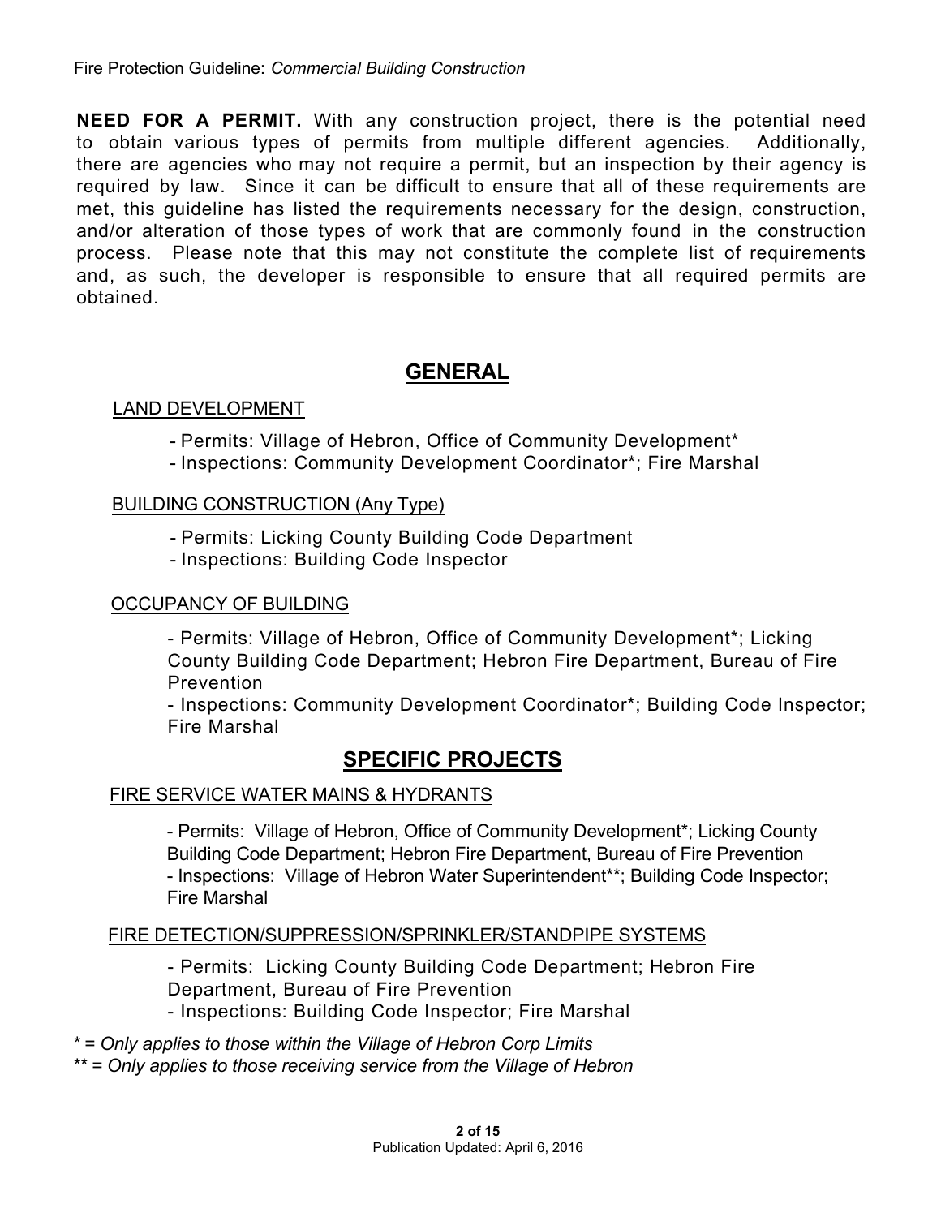**NEED FOR A PERMIT.** With any construction project, there is the potential need to obtain various types of permits from multiple different agencies. Additionally, there are agencies who may not require a permit, but an inspection by their agency is required by law. Since it can be difficult to ensure that all of these requirements are met, this guideline has listed the requirements necessary for the design, construction, and/or alteration of those types of work that are commonly found in the construction process. Please note that this may not constitute the complete list of requirements and, as such, the developer is responsible to ensure that all required permits are obtained.

## GENERAL

LAND DEVELOPMENT

- Permits: Village of Hebron, Office of Community Development*
- Inspections: Community Development Coordinator*; Fire Marshal

BUILDING CONSTRUCTION (Any Type)

- Permits: Licking County Building Code Department
- Inspections: Building Code Inspector

OCCUPANCY OF BUILDING

- Permits: Village of Hebron, Office of Community Development*; Licking County Building Code Department; Hebron Fire Department, Bureau of Fire Prevention
- Inspections: Community Development Coordinator*; Building Code Inspector; Fire Marshal

## SPECIFIC PROJECTS

FIRE SERVICE WATER MAINS & HYDRANTS

- Permits: Village of Hebron, Office of Community Development*; Licking County Building Code Department; Hebron Fire Department, Bureau of Fire Prevention
- Inspections: Village of Hebron Water Superintendent**; Building Code Inspector; Fire Marshal

FIRE DETECTION/SUPPRESSION/SPRINKLER/STANDPIPE SYSTEMS

- Permits: Licking County Building Code Department; Hebron Fire Department, Bureau of Fire Prevention
- Inspections: Building Code Inspector; Fire Marshal

*\* = Only applies to those within the Village of Hebron Corp Limits*

*\*\* = Only applies to those receiving service from the Village of Hebron*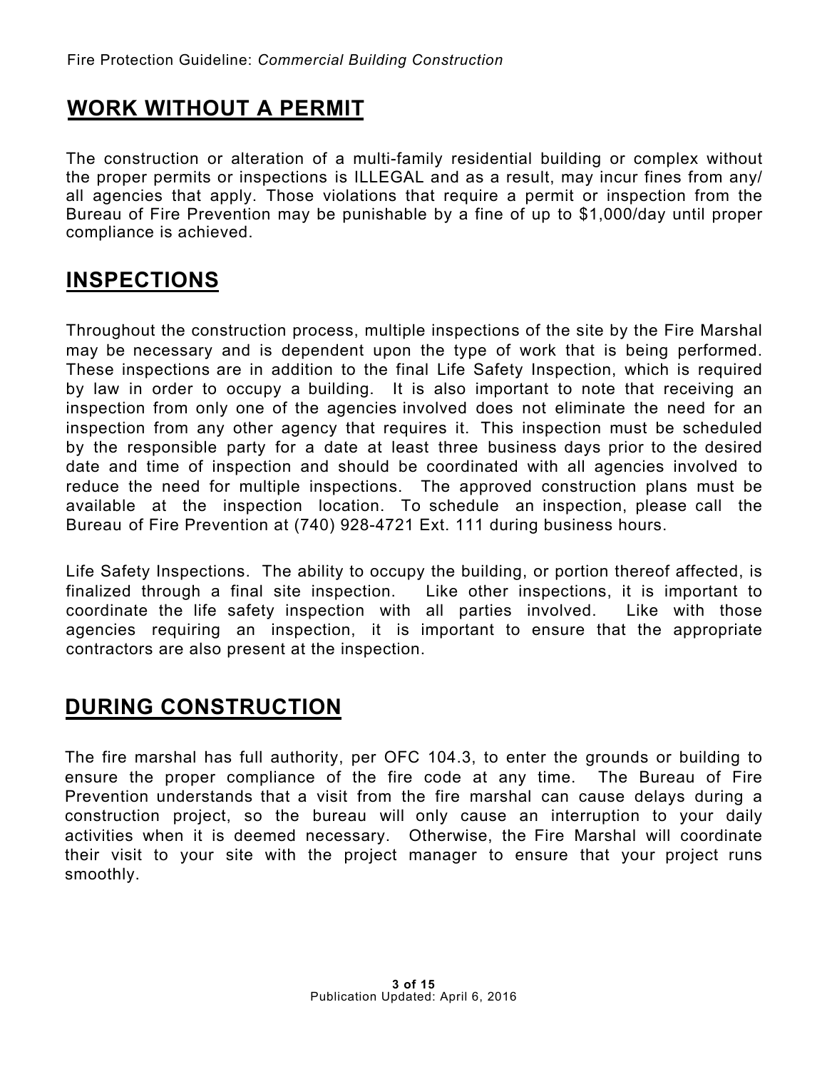## WORK WITHOUT A PERMIT

The construction or alteration of a multi-family residential building or complex without the proper permits or inspections is ILLEGAL and as a result, may incur fines from any/ all agencies that apply. Those violations that require a permit or inspection from the Bureau of Fire Prevention may be punishable by a fine of up to $1,000/day until proper compliance is achieved.

## INSPECTIONS

Throughout the construction process, multiple inspections of the site by the Fire Marshal may be necessary and is dependent upon the type of work that is being performed. These inspections are in addition to the final Life Safety Inspection, which is required by law in order to occupy a building. It is also important to note that receiving an inspection from only one of the agencies involved does not eliminate the need for an inspection from any other agency that requires it. This inspection must be scheduled by the responsible party for a date at least three business days prior to the desired date and time of inspection and should be coordinated with all agencies involved to reduce the need for multiple inspections. The approved construction plans must be available at the inspection location. To schedule an inspection, please call the Bureau of Fire Prevention at (740) 928-4721 Ext. 111 during business hours.

Life Safety Inspections. The ability to occupy the building, or portion thereof affected, is finalized through a final site inspection. Like other inspections, it is important to coordinate the life safety inspection with all parties involved. Like with those agencies requiring an inspection, it is important to ensure that the appropriate contractors are also present at the inspection.

## DURING CONSTRUCTION

The fire marshal has full authority, per OFC 104.3, to enter the grounds or building to ensure the proper compliance of the fire code at any time. The Bureau of Fire Prevention understands that a visit from the fire marshal can cause delays during a construction project, so the bureau will only cause an interruption to your daily activities when it is deemed necessary. Otherwise, the Fire Marshal will coordinate their visit to your site with the project manager to ensure that your project runs smoothly.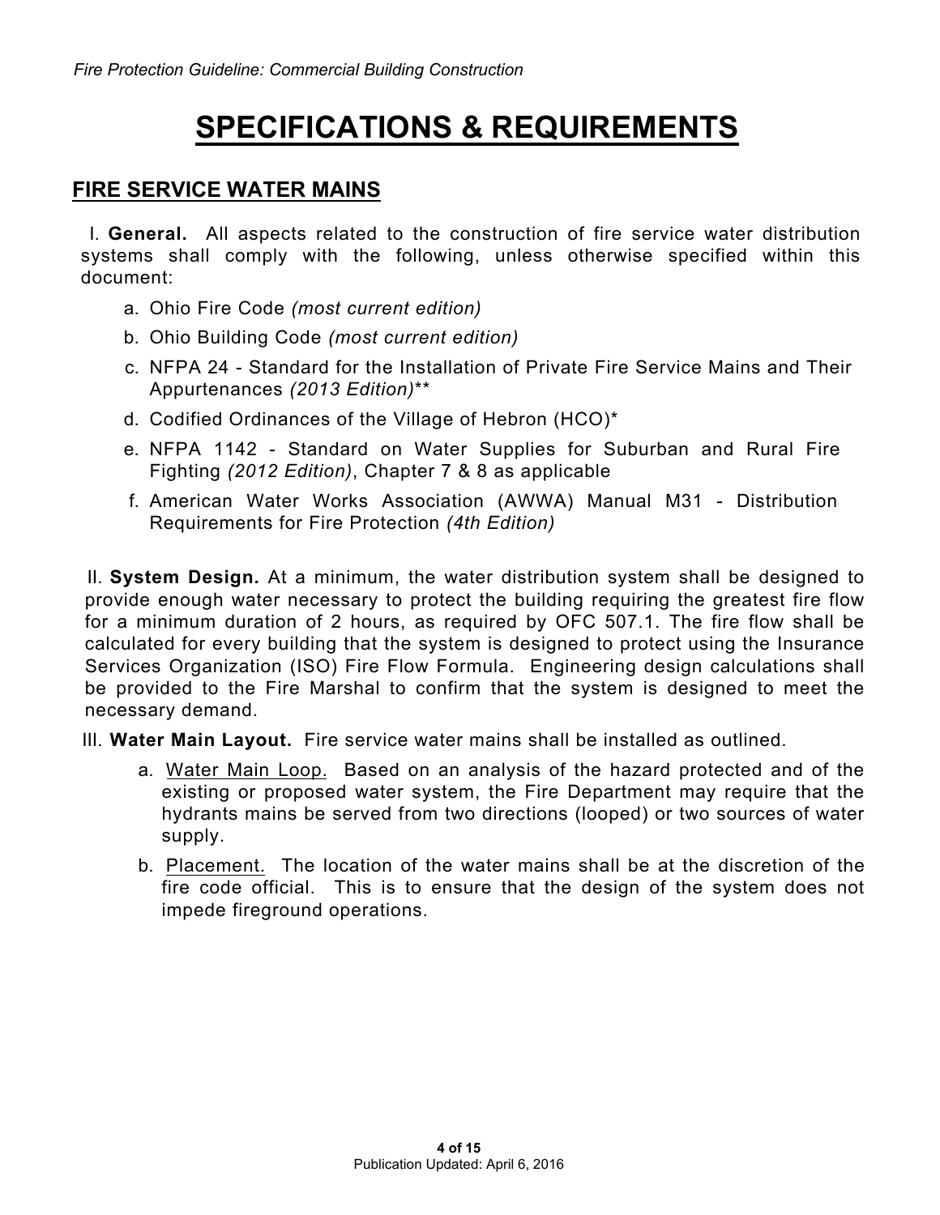# SPECIFICATIONS & REQUIREMENTS

## FIRE SERVICE WATER MAINS

I. **General.** All aspects related to the construction of fire service water distribution systems shall comply with the following, unless otherwise specified within this document:

a. Ohio Fire Code *(most current edition)*

b. Ohio Building Code *(most current edition)*

c. NFPA 24 - Standard for the Installation of Private Fire Service Mains and Their Appurtenances *(2013 Edition)*\*\*

d. Codified Ordinances of the Village of Hebron (HCO)\*

e. NFPA 1142 - Standard on Water Supplies for Suburban and Rural Fire Fighting *(2012 Edition)*, Chapter 7 & 8 as applicable

f. American Water Works Association (AWWA) Manual M31 - Distribution Requirements for Fire Protection *(4th Edition)*

II. **System Design.** At a minimum, the water distribution system shall be designed to provide enough water necessary to protect the building requiring the greatest fire flow for a minimum duration of 2 hours, as required by OFC 507.1. The fire flow shall be calculated for every building that the system is designed to protect using the Insurance Services Organization (ISO) Fire Flow Formula. Engineering design calculations shall be provided to the Fire Marshal to confirm that the system is designed to meet the necessary demand.

III. **Water Main Layout.** Fire service water mains shall be installed as outlined.

a. <u>Water Main Loop.</u> Based on an analysis of the hazard protected and of the existing or proposed water system, the Fire Department may require that the hydrants mains be served from two directions (looped) or two sources of water supply.

b. <u>Placement.</u> The location of the water mains shall be at the discretion of the fire code official. This is to ensure that the design of the system does not impede fireground operations.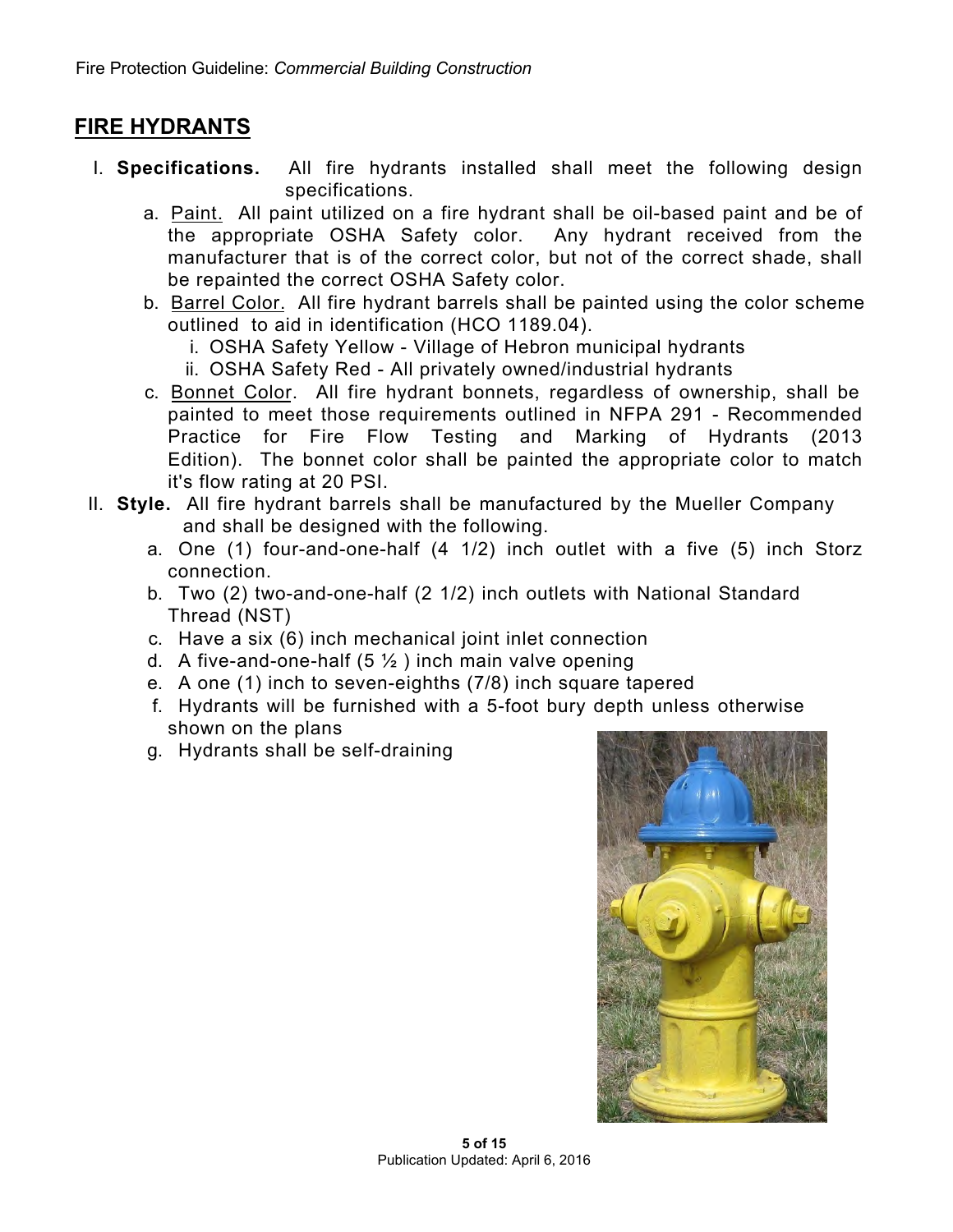## FIRE HYDRANTS

I. **Specifications.** All fire hydrants installed shall meet the following design specifications.

   a. Paint. All paint utilized on a fire hydrant shall be oil-based paint and be of the appropriate OSHA Safety color. Any hydrant received from the manufacturer that is of the correct color, but not of the correct shade, shall be repainted the correct OSHA Safety color.

   b. Barrel Color. All fire hydrant barrels shall be painted using the color scheme outlined to aid in identification (HCO 1189.04).

      i. OSHA Safety Yellow - Village of Hebron municipal hydrants

      ii. OSHA Safety Red - All privately owned/industrial hydrants

   c. Bonnet Color. All fire hydrant bonnets, regardless of ownership, shall be painted to meet those requirements outlined in NFPA 291 - Recommended Practice for Fire Flow Testing and Marking of Hydrants (2013 Edition). The bonnet color shall be painted the appropriate color to match it's flow rating at 20 PSI.

II. **Style.** All fire hydrant barrels shall be manufactured by the Mueller Company and shall be designed with the following.

   a. One (1) four-and-one-half (4 1/2) inch outlet with a five (5) inch Storz connection.

   b. Two (2) two-and-one-half (2 1/2) inch outlets with National Standard Thread (NST)

   c. Have a six (6) inch mechanical joint inlet connection

   d. A five-and-one-half (5 ½ ) inch main valve opening

   e. A one (1) inch to seven-eighths (7/8) inch square tapered

   f. Hydrants will be furnished with a 5-foot bury depth unless otherwise shown on the plans

   g. Hydrants shall be self-draining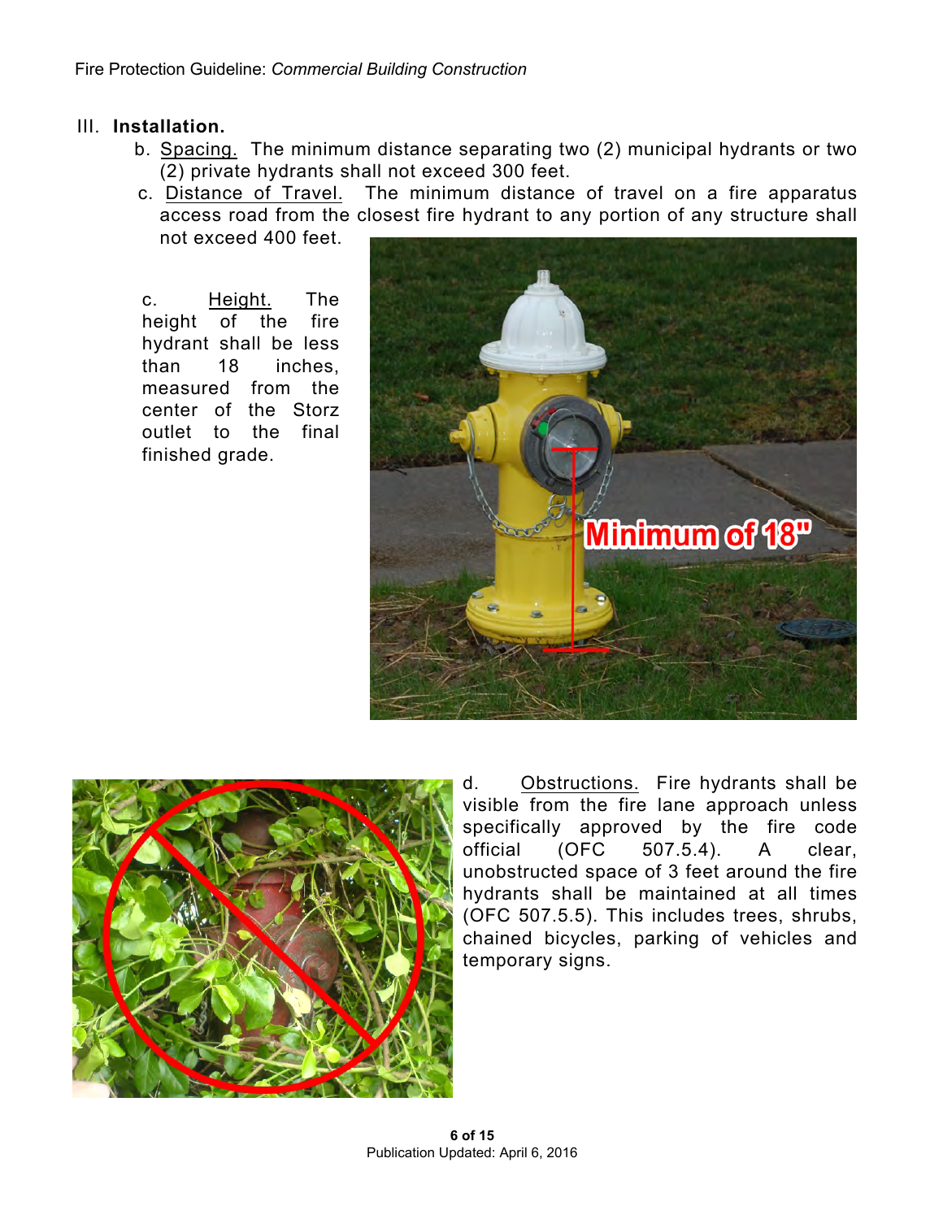## III. **Installation.**

b. Spacing. The minimum distance separating two (2) municipal hydrants or two (2) private hydrants shall not exceed 300 feet.

c. Distance of Travel. The minimum distance of travel on a fire apparatus access road from the closest fire hydrant to any portion of any structure shall not exceed 400 feet.

c. Height. The height of the fire hydrant shall be less than 18 inches, measured from the center of the Storz outlet to the final finished grade.

d. Obstructions. Fire hydrants shall be visible from the fire lane approach unless specifically approved by the fire code official (OFC 507.5.4). A clear, unobstructed space of 3 feet around the fire hydrants shall be maintained at all times (OFC 507.5.5). This includes trees, shrubs, chained bicycles, parking of vehicles and temporary signs.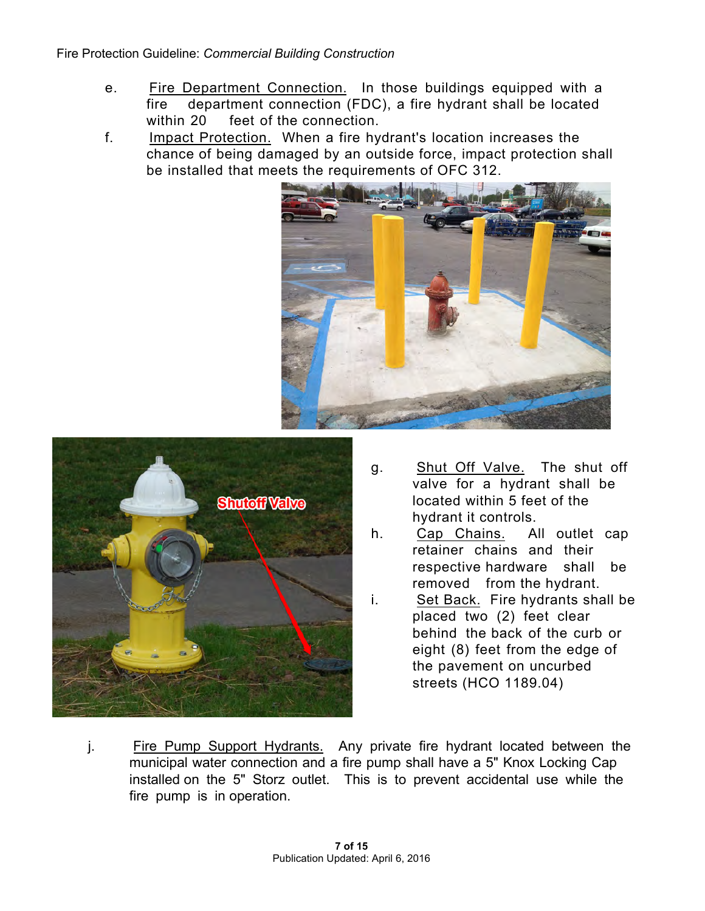e. Fire Department Connection. In those buildings equipped with a fire department connection (FDC), a fire hydrant shall be located within 20 feet of the connection.

f. Impact Protection. When a fire hydrant's location increases the chance of being damaged by an outside force, impact protection shall be installed that meets the requirements of OFC 312.

g. Shut Off Valve. The shut off valve for a hydrant shall be located within 5 feet of the hydrant it controls.

h. Cap Chains. All outlet cap retainer chains and their respective hardware shall be removed from the hydrant.

i. Set Back. Fire hydrants shall be placed two (2) feet clear behind the back of the curb or eight (8) feet from the edge of the pavement on uncurbed streets (HCO 1189.04)

j. Fire Pump Support Hydrants. Any private fire hydrant located between the municipal water connection and a fire pump shall have a 5" Knox Locking Cap installed on the 5" Storz outlet. This is to prevent accidental use while the fire pump is in operation.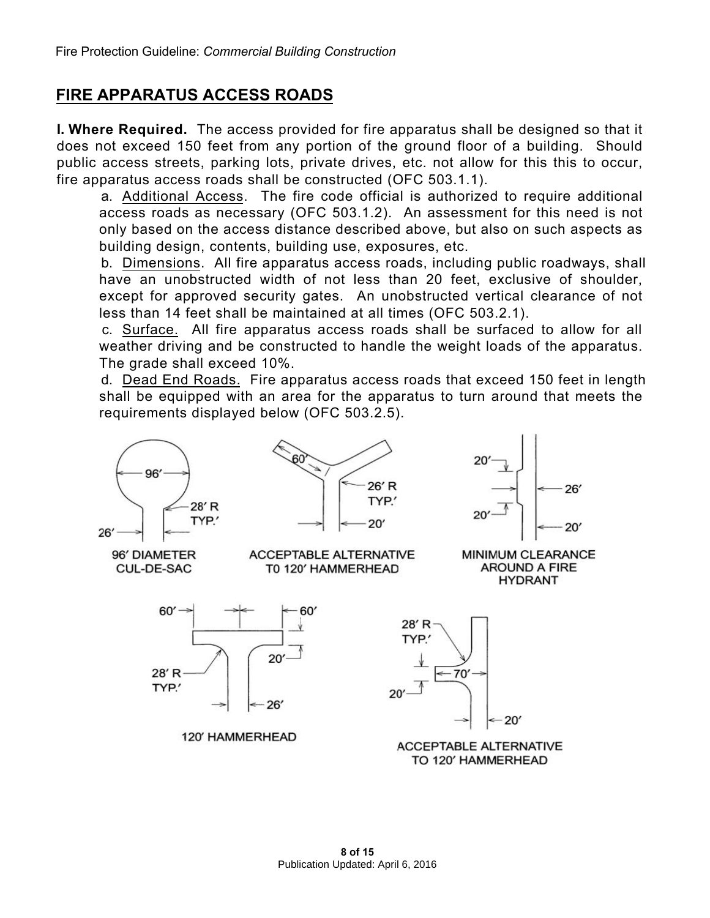## FIRE APPARATUS ACCESS ROADS

**I. Where Required.** The access provided for fire apparatus shall be designed so that it does not exceed 150 feet from any portion of the ground floor of a building. Should public access streets, parking lots, private drives, etc. not allow for this this to occur, fire apparatus access roads shall be constructed (OFC 503.1.1).

a. Additional Access. The fire code official is authorized to require additional access roads as necessary (OFC 503.1.2). An assessment for this need is not only based on the access distance described above, but also on such aspects as building design, contents, building use, exposures, etc.

b. Dimensions. All fire apparatus access roads, including public roadways, shall have an unobstructed width of not less than 20 feet, exclusive of shoulder, except for approved security gates. An unobstructed vertical clearance of not less than 14 feet shall be maintained at all times (OFC 503.2.1).

c. Surface. All fire apparatus access roads shall be surfaced to allow for all weather driving and be constructed to handle the weight loads of the apparatus. The grade shall exceed 10%.

d. Dead End Roads. Fire apparatus access roads that exceed 150 feet in length shall be equipped with an area for the apparatus to turn around that meets the requirements displayed below (OFC 503.2.5).

96′ DIAMETER CUL-DE-SAC

ACCEPTABLE ALTERNATIVE T0 120′ HAMMERHEAD

MINIMUM CLEARANCE AROUND A FIRE HYDRANT

120′ HAMMERHEAD

ACCEPTABLE ALTERNATIVE TO 120′ HAMMERHEAD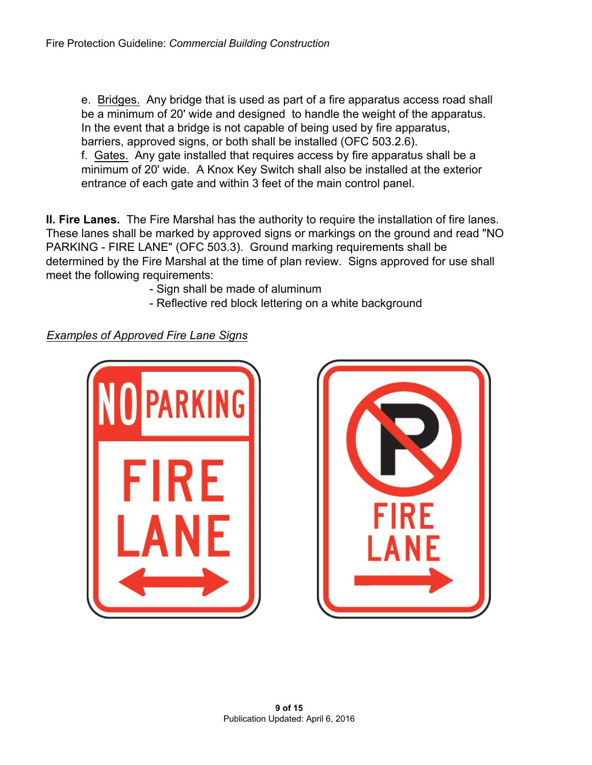e. Bridges. Any bridge that is used as part of a fire apparatus access road shall be a minimum of 20' wide and designed to handle the weight of the apparatus. In the event that a bridge is not capable of being used by fire apparatus, barriers, approved signs, or both shall be installed (OFC 503.2.6).

f. Gates. Any gate installed that requires access by fire apparatus shall be a minimum of 20' wide. A Knox Key Switch shall also be installed at the exterior entrance of each gate and within 3 feet of the main control panel.

**II. Fire Lanes.** The Fire Marshal has the authority to require the installation of fire lanes. These lanes shall be marked by approved signs or markings on the ground and read "NO PARKING - FIRE LANE" (OFC 503.3). Ground marking requirements shall be determined by the Fire Marshal at the time of plan review. Signs approved for use shall meet the following requirements:

- Sign shall be made of aluminum
- Reflective red block lettering on a white background

*Examples of Approved Fire Lane Signs*

NO PARKING FIRE LANE

FIRE LANE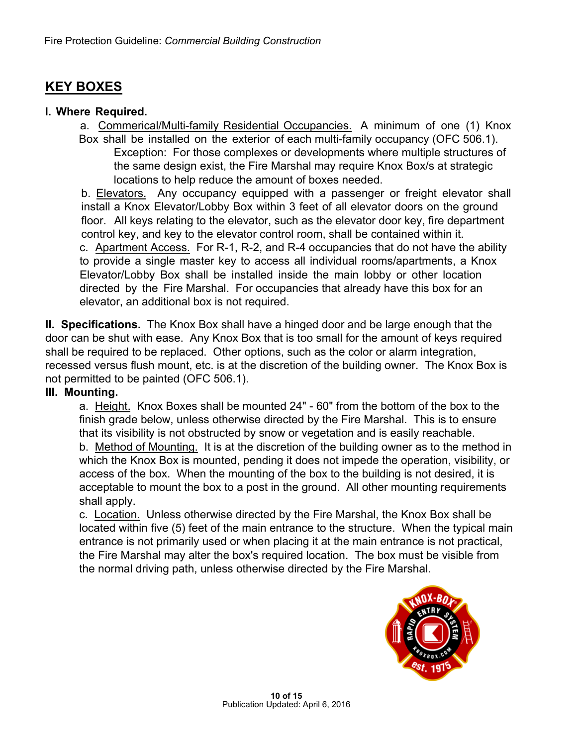## KEY BOXES

**I. Where Required.**

a. Commerical/Multi-family Residential Occupancies. A minimum of one (1) Knox Box shall be installed on the exterior of each multi-family occupancy (OFC 506.1).

Exception: For those complexes or developments where multiple structures of the same design exist, the Fire Marshal may require Knox Box/s at strategic locations to help reduce the amount of boxes needed.

b. Elevators. Any occupancy equipped with a passenger or freight elevator shall install a Knox Elevator/Lobby Box within 3 feet of all elevator doors on the ground floor. All keys relating to the elevator, such as the elevator door key, fire department control key, and key to the elevator control room, shall be contained within it.

c. Apartment Access. For R-1, R-2, and R-4 occupancies that do not have the ability to provide a single master key to access all individual rooms/apartments, a Knox Elevator/Lobby Box shall be installed inside the main lobby or other location directed by the Fire Marshal. For occupancies that already have this box for an elevator, an additional box is not required.

**II. Specifications.** The Knox Box shall have a hinged door and be large enough that the door can be shut with ease. Any Knox Box that is too small for the amount of keys required shall be required to be replaced. Other options, such as the color or alarm integration, recessed versus flush mount, etc. is at the discretion of the building owner. The Knox Box is not permitted to be painted (OFC 506.1).

**III. Mounting.**

a. Height. Knox Boxes shall be mounted 24" - 60" from the bottom of the box to the finish grade below, unless otherwise directed by the Fire Marshal. This is to ensure that its visibility is not obstructed by snow or vegetation and is easily reachable.

b. Method of Mounting. It is at the discretion of the building owner as to the method in which the Knox Box is mounted, pending it does not impede the operation, visibility, or access of the box. When the mounting of the box to the building is not desired, it is acceptable to mount the box to a post in the ground. All other mounting requirements shall apply.

c. Location. Unless otherwise directed by the Fire Marshal, the Knox Box shall be located within five (5) feet of the main entrance to the structure. When the typical main entrance is not primarily used or when placing it at the main entrance is not practical, the Fire Marshal may alter the box's required location. The box must be visible from the normal driving path, unless otherwise directed by the Fire Marshal.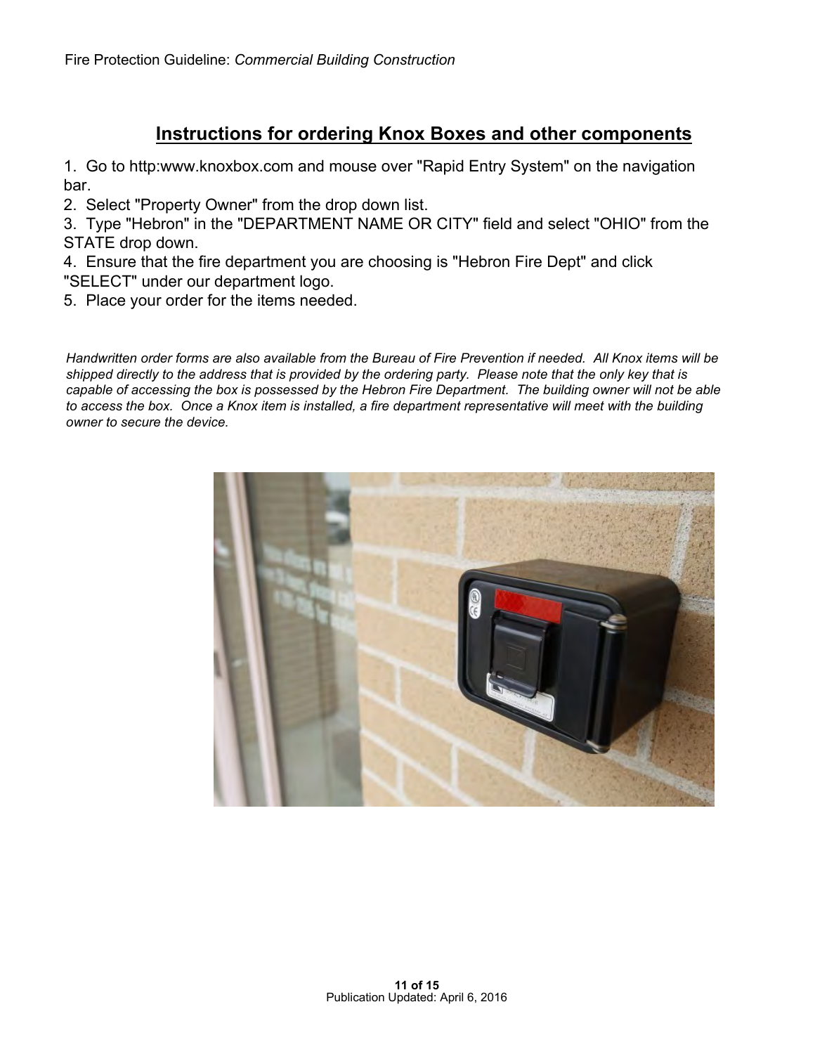## Instructions for ordering Knox Boxes and other components

1. Go to http:www.knoxbox.com and mouse over "Rapid Entry System" on the navigation bar.
2. Select "Property Owner" from the drop down list.
3. Type "Hebron" in the "DEPARTMENT NAME OR CITY" field and select "OHIO" from the STATE drop down.
4. Ensure that the fire department you are choosing is "Hebron Fire Dept" and click "SELECT" under our department logo.
5. Place your order for the items needed.

*Handwritten order forms are also available from the Bureau of Fire Prevention if needed. All Knox items will be shipped directly to the address that is provided by the ordering party. Please note that the only key that is capable of accessing the box is possessed by the Hebron Fire Department. The building owner will not be able to access the box. Once a Knox item is installed, a fire department representative will meet with the building owner to secure the device.*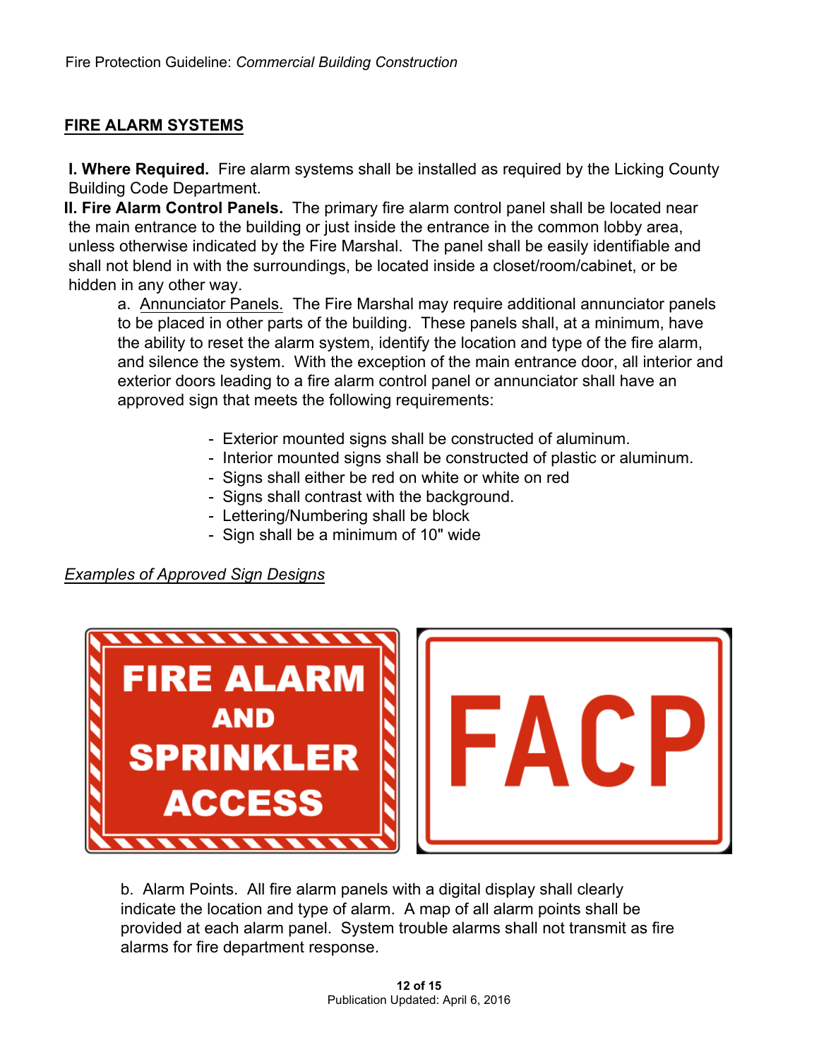## FIRE ALARM SYSTEMS

**I. Where Required.** Fire alarm systems shall be installed as required by the Licking County Building Code Department.

**II. Fire Alarm Control Panels.** The primary fire alarm control panel shall be located near the main entrance to the building or just inside the entrance in the common lobby area, unless otherwise indicated by the Fire Marshal. The panel shall be easily identifiable and shall not blend in with the surroundings, be located inside a closet/room/cabinet, or be hidden in any other way.

a. Annunciator Panels. The Fire Marshal may require additional annunciator panels to be placed in other parts of the building. These panels shall, at a minimum, have the ability to reset the alarm system, identify the location and type of the fire alarm, and silence the system. With the exception of the main entrance door, all interior and exterior doors leading to a fire alarm control panel or annunciator shall have an approved sign that meets the following requirements:

- Exterior mounted signs shall be constructed of aluminum.
- Interior mounted signs shall be constructed of plastic or aluminum.
- Signs shall either be red on white or white on red
- Signs shall contrast with the background.
- Lettering/Numbering shall be block
- Sign shall be a minimum of 10" wide

*Examples of Approved Sign Designs*

FIRE ALARM AND SPRINKLER ACCESS

FACP

b. Alarm Points. All fire alarm panels with a digital display shall clearly indicate the location and type of alarm. A map of all alarm points shall be provided at each alarm panel. System trouble alarms shall not transmit as fire alarms for fire department response.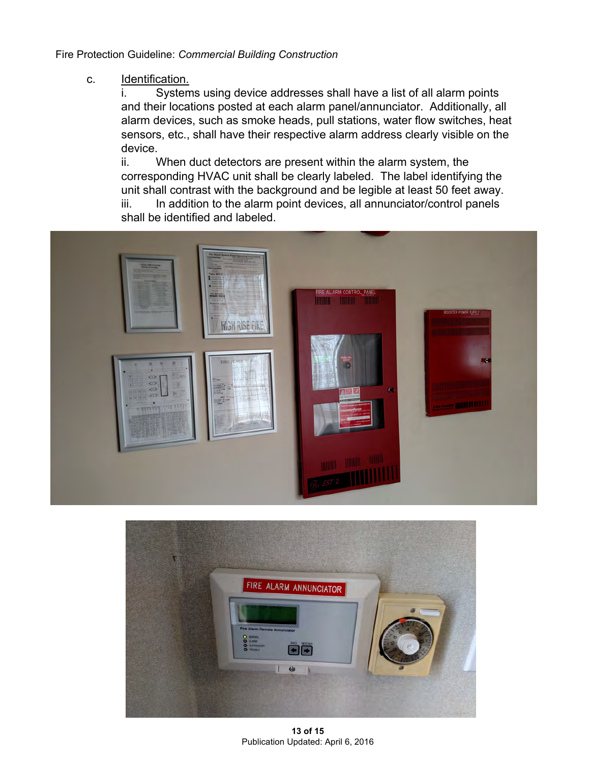c. Identification.

i. Systems using device addresses shall have a list of all alarm points and their locations posted at each alarm panel/annunciator. Additionally, all alarm devices, such as smoke heads, pull stations, water flow switches, heat sensors, etc., shall have their respective alarm address clearly visible on the device.

ii. When duct detectors are present within the alarm system, the corresponding HVAC unit shall be clearly labeled. The label identifying the unit shall contrast with the background and be legible at least 50 feet away.

iii. In addition to the alarm point devices, all annunciator/control panels shall be identified and labeled.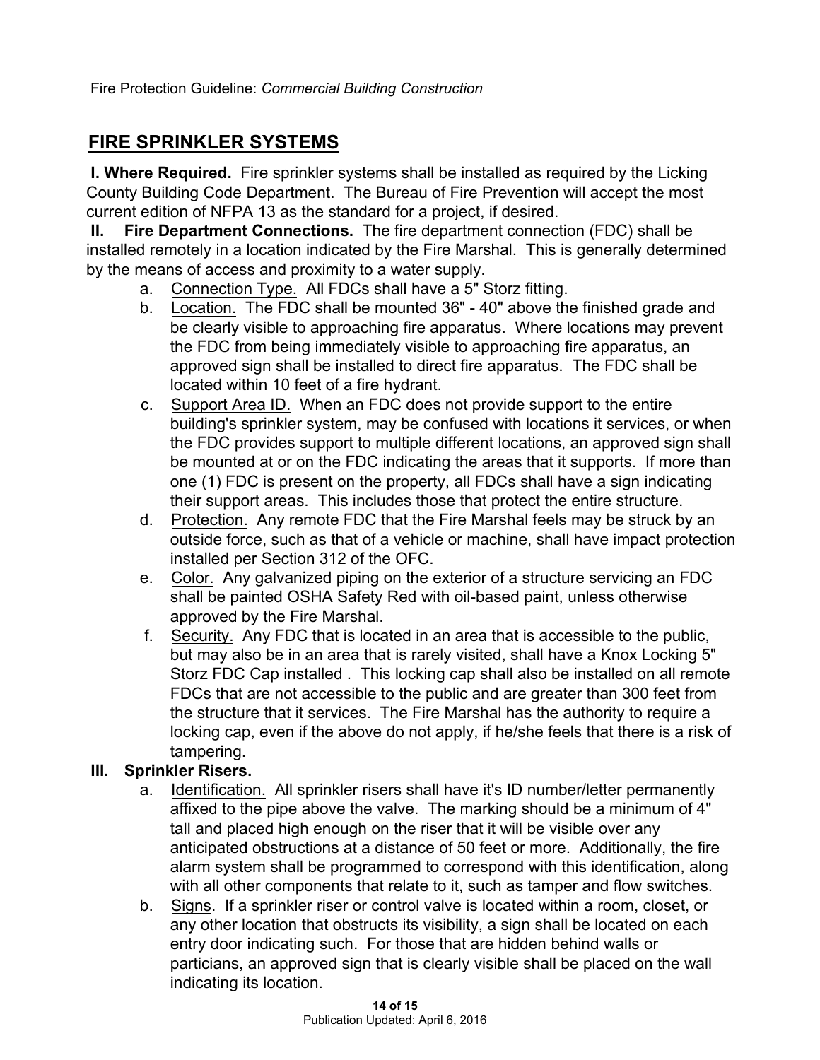## FIRE SPRINKLER SYSTEMS

**I. Where Required.** Fire sprinkler systems shall be installed as required by the Licking County Building Code Department. The Bureau of Fire Prevention will accept the most current edition of NFPA 13 as the standard for a project, if desired.

**II. Fire Department Connections.** The fire department connection (FDC) shall be installed remotely in a location indicated by the Fire Marshal. This is generally determined by the means of access and proximity to a water supply.

a. Connection Type. All FDCs shall have a 5" Storz fitting.

b. Location. The FDC shall be mounted 36" - 40" above the finished grade and be clearly visible to approaching fire apparatus. Where locations may prevent the FDC from being immediately visible to approaching fire apparatus, an approved sign shall be installed to direct fire apparatus. The FDC shall be located within 10 feet of a fire hydrant.

c. Support Area ID. When an FDC does not provide support to the entire building's sprinkler system, may be confused with locations it services, or when the FDC provides support to multiple different locations, an approved sign shall be mounted at or on the FDC indicating the areas that it supports. If more than one (1) FDC is present on the property, all FDCs shall have a sign indicating their support areas. This includes those that protect the entire structure.

d. Protection. Any remote FDC that the Fire Marshal feels may be struck by an outside force, such as that of a vehicle or machine, shall have impact protection installed per Section 312 of the OFC.

e. Color. Any galvanized piping on the exterior of a structure servicing an FDC shall be painted OSHA Safety Red with oil-based paint, unless otherwise approved by the Fire Marshal.

f. Security. Any FDC that is located in an area that is accessible to the public, but may also be in an area that is rarely visited, shall have a Knox Locking 5" Storz FDC Cap installed . This locking cap shall also be installed on all remote FDCs that are not accessible to the public and are greater than 300 feet from the structure that it services. The Fire Marshal has the authority to require a locking cap, even if the above do not apply, if he/she feels that there is a risk of tampering.

**III. Sprinkler Risers.**

a. Identification. All sprinkler risers shall have it's ID number/letter permanently affixed to the pipe above the valve. The marking should be a minimum of 4" tall and placed high enough on the riser that it will be visible over any anticipated obstructions at a distance of 50 feet or more. Additionally, the fire alarm system shall be programmed to correspond with this identification, along with all other components that relate to it, such as tamper and flow switches.

b. Signs. If a sprinkler riser or control valve is located within a room, closet, or any other location that obstructs its visibility, a sign shall be located on each entry door indicating such. For those that are hidden behind walls or particians, an approved sign that is clearly visible shall be placed on the wall indicating its location.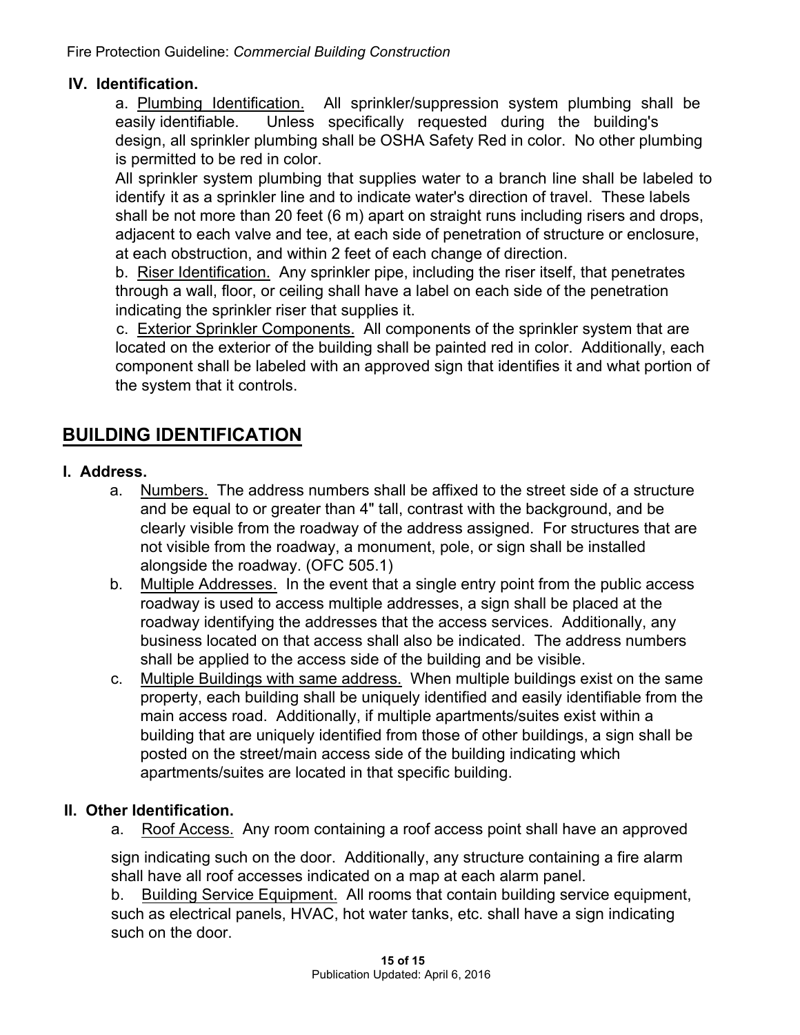## IV. Identification.

a. Plumbing Identification. All sprinkler/suppression system plumbing shall be easily identifiable. Unless specifically requested during the building's design, all sprinkler plumbing shall be OSHA Safety Red in color. No other plumbing is permitted to be red in color.

All sprinkler system plumbing that supplies water to a branch line shall be labeled to identify it as a sprinkler line and to indicate water's direction of travel. These labels shall be not more than 20 feet (6 m) apart on straight runs including risers and drops, adjacent to each valve and tee, at each side of penetration of structure or enclosure, at each obstruction, and within 2 feet of each change of direction.

b. Riser Identification. Any sprinkler pipe, including the riser itself, that penetrates through a wall, floor, or ceiling shall have a label on each side of the penetration indicating the sprinkler riser that supplies it.

c. Exterior Sprinkler Components. All components of the sprinkler system that are located on the exterior of the building shall be painted red in color. Additionally, each component shall be labeled with an approved sign that identifies it and what portion of the system that it controls.

# BUILDING IDENTIFICATION

## I. Address.

a. Numbers. The address numbers shall be affixed to the street side of a structure and be equal to or greater than 4" tall, contrast with the background, and be clearly visible from the roadway of the address assigned. For structures that are not visible from the roadway, a monument, pole, or sign shall be installed alongside the roadway. (OFC 505.1)

b. Multiple Addresses. In the event that a single entry point from the public access roadway is used to access multiple addresses, a sign shall be placed at the roadway identifying the addresses that the access services. Additionally, any business located on that access shall also be indicated. The address numbers shall be applied to the access side of the building and be visible.

c. Multiple Buildings with same address. When multiple buildings exist on the same property, each building shall be uniquely identified and easily identifiable from the main access road. Additionally, if multiple apartments/suites exist within a building that are uniquely identified from those of other buildings, a sign shall be posted on the street/main access side of the building indicating which apartments/suites are located in that specific building.

## II. Other Identification.

a. Roof Access. Any room containing a roof access point shall have an approved sign indicating such on the door. Additionally, any structure containing a fire alarm shall have all roof accesses indicated on a map at each alarm panel.

b. Building Service Equipment. All rooms that contain building service equipment, such as electrical panels, HVAC, hot water tanks, etc. shall have a sign indicating such on the door.

Publication Updated: April 6, 2016